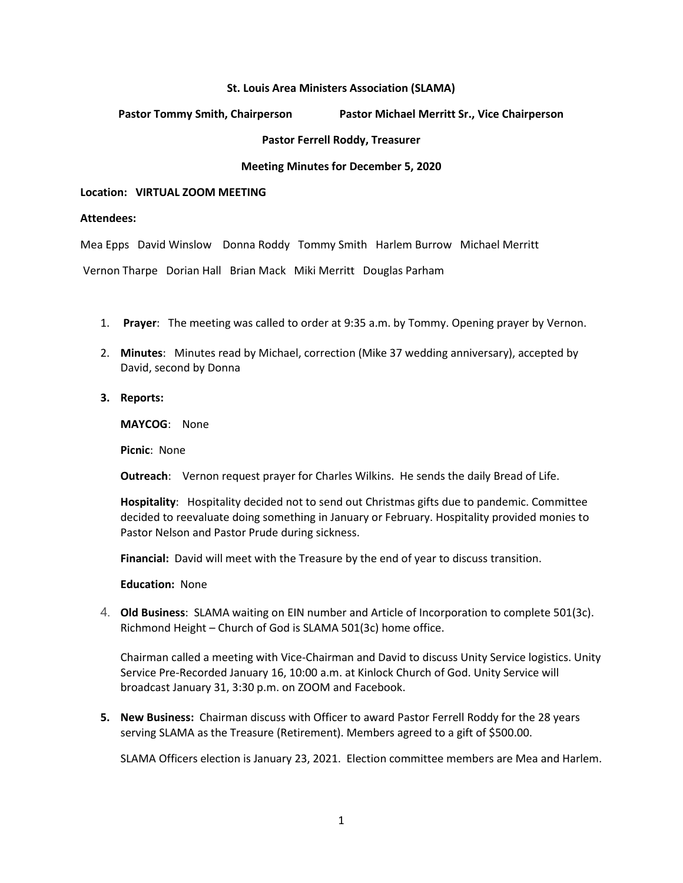**St. Louis Area Ministers Association (SLAMA)**

**Pastor Tommy Smith, Chairperson** **Pastor Michael Merritt Sr., Vice Chairperson**

**Pastor Ferrell Roddy, Treasurer**

**Meeting Minutes for December 5, 2020**

**Location: VIRTUAL ZOOM MEETING**

**Attendees:**

Mea Epps David Winslow Donna Roddy Tommy Smith Harlem Burrow Michael Merritt

Vernon Tharpe Dorian Hall Brian Mack Miki Merritt Douglas Parham

1. **Prayer**: The meeting was called to order at 9:35 a.m. by Tommy. Opening prayer by Vernon.

2. **Minutes**: Minutes read by Michael, correction (Mike 37 wedding anniversary), accepted by David, second by Donna

3. **Reports:**

   **MAYCOG**: None

   **Picnic**: None

   **Outreach**: Vernon request prayer for Charles Wilkins. He sends the daily Bread of Life.

   **Hospitality**: Hospitality decided not to send out Christmas gifts due to pandemic. Committee decided to reevaluate doing something in January or February. Hospitality provided monies to Pastor Nelson and Pastor Prude during sickness.

   **Financial:** David will meet with the Treasure by the end of year to discuss transition.

   **Education:** None

4. **Old Business**: SLAMA waiting on EIN number and Article of Incorporation to complete 501(3c). Richmond Height – Church of God is SLAMA 501(3c) home office.

   Chairman called a meeting with Vice-Chairman and David to discuss Unity Service logistics. Unity Service Pre-Recorded January 16, 10:00 a.m. at Kinlock Church of God. Unity Service will broadcast January 31, 3:30 p.m. on ZOOM and Facebook.

5. **New Business:** Chairman discuss with Officer to award Pastor Ferrell Roddy for the 28 years serving SLAMA as the Treasure (Retirement). Members agreed to a gift of $500.00.

   SLAMA Officers election is January 23, 2021. Election committee members are Mea and Harlem.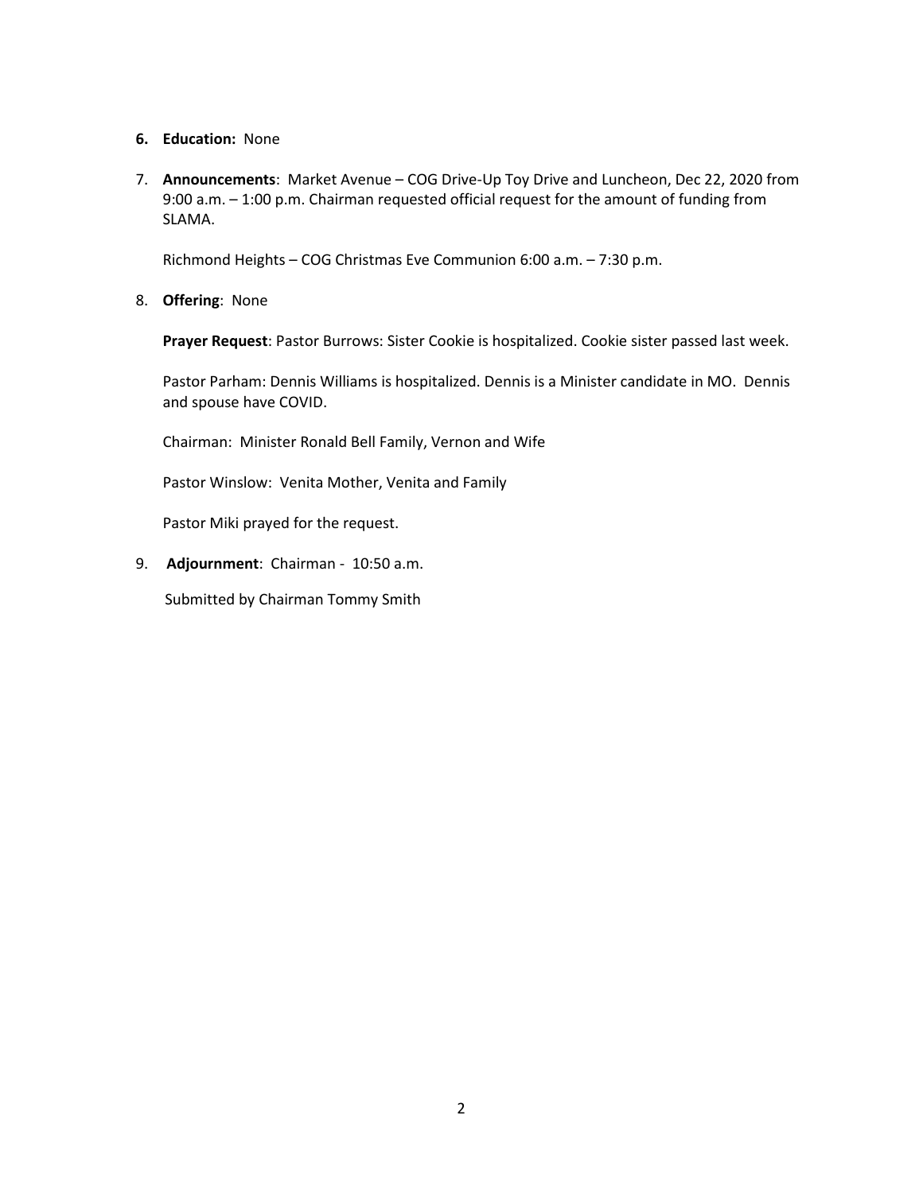6. **Education:** None

7. **Announcements**: Market Avenue – COG Drive-Up Toy Drive and Luncheon, Dec 22, 2020 from 9:00 a.m. – 1:00 p.m. Chairman requested official request for the amount of funding from SLAMA.

   Richmond Heights – COG Christmas Eve Communion 6:00 a.m. – 7:30 p.m.

8. **Offering**: None

   **Prayer Request**: Pastor Burrows: Sister Cookie is hospitalized. Cookie sister passed last week.

   Pastor Parham: Dennis Williams is hospitalized. Dennis is a Minister candidate in MO. Dennis and spouse have COVID.

   Chairman: Minister Ronald Bell Family, Vernon and Wife

   Pastor Winslow: Venita Mother, Venita and Family

   Pastor Miki prayed for the request.

9. **Adjournment**: Chairman - 10:50 a.m.

   Submitted by Chairman Tommy Smith